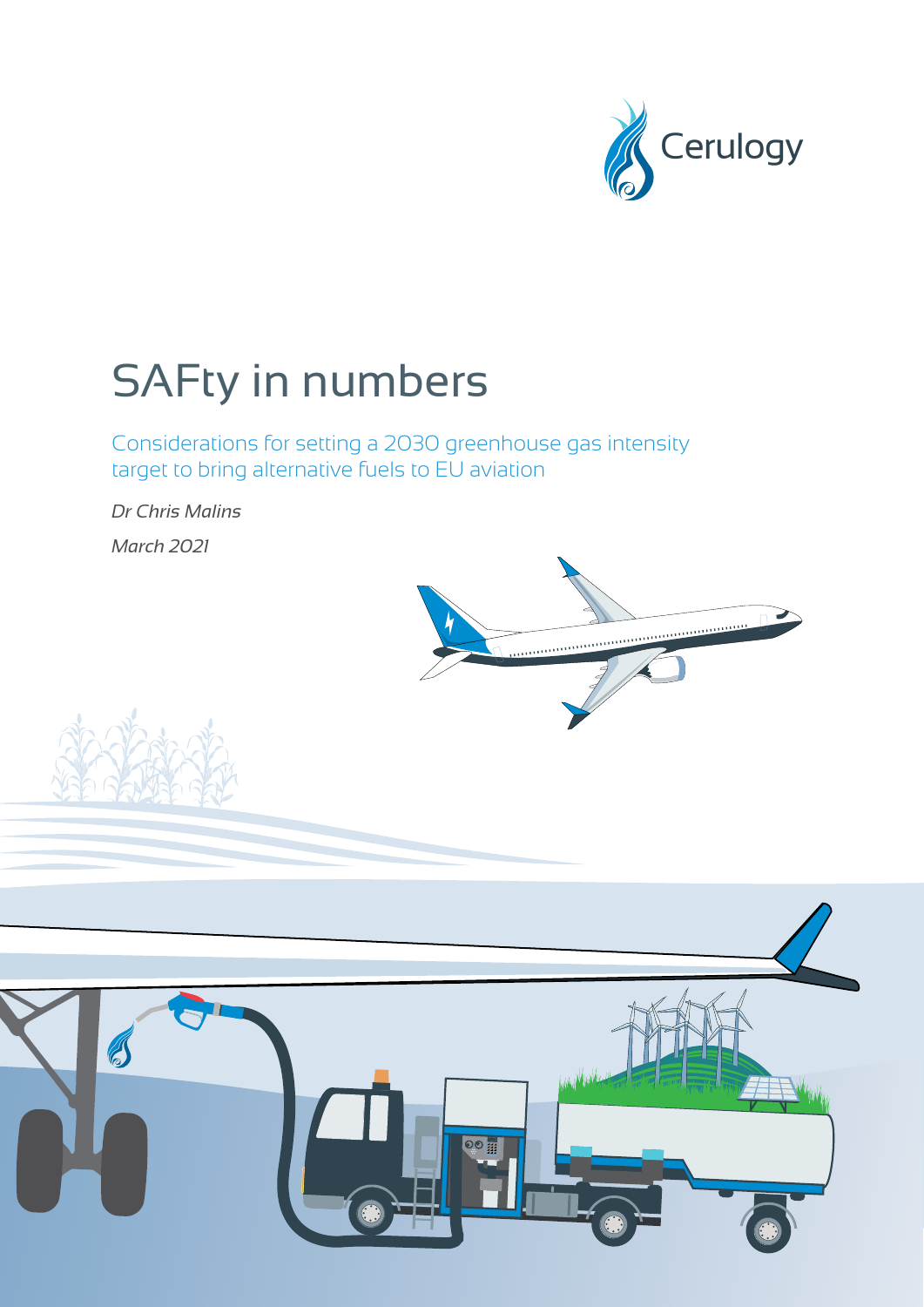Cerulogy

# SAFty in numbers

## Considerations for setting a 2030 greenhouse gas intensity target to bring alternative fuels to EU aviation

*Dr Chris Malins*

*March 2021*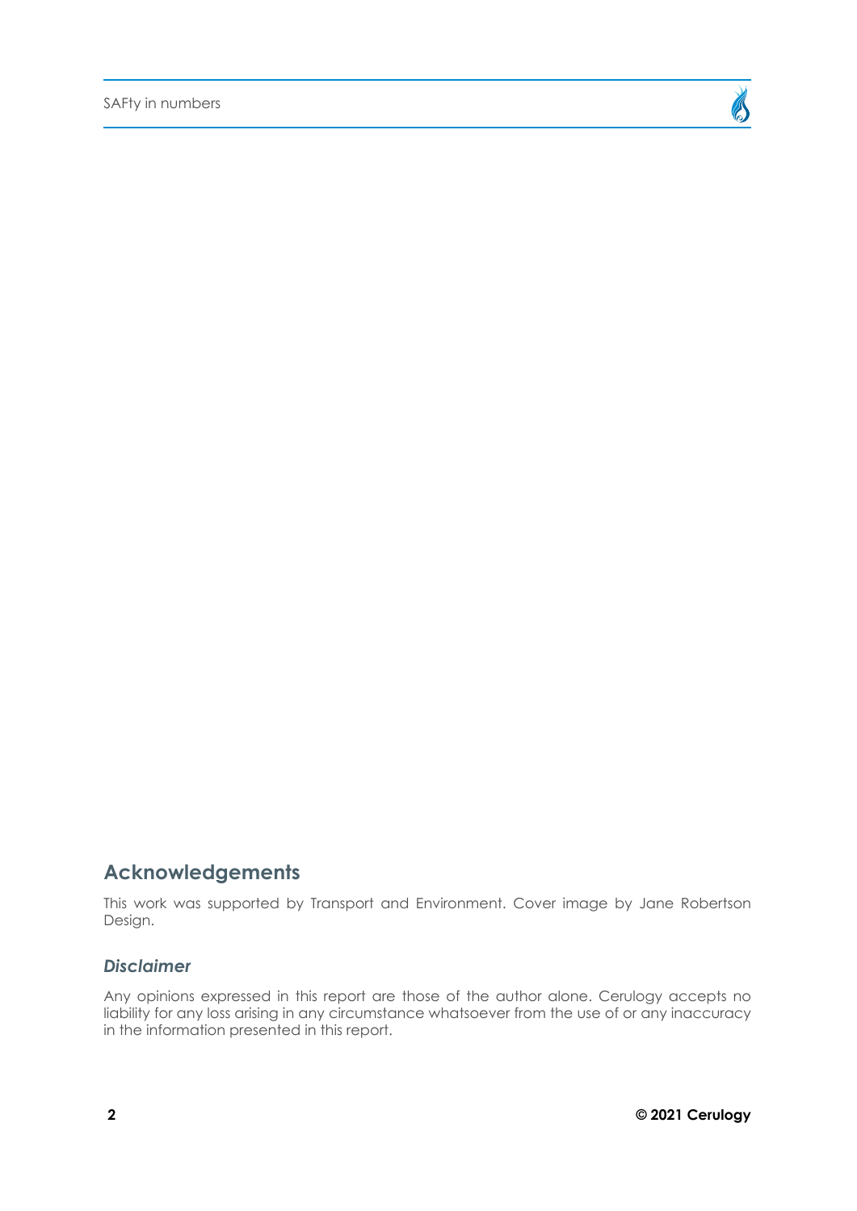## Acknowledgements

This work was supported by Transport and Environment. Cover image by Jane Robertson Design.

### *Disclaimer*

Any opinions expressed in this report are those of the author alone. Cerulogy accepts no liability for any loss arising in any circumstance whatsoever from the use of or any inaccuracy in the information presented in this report.

**© 2021 Cerulogy**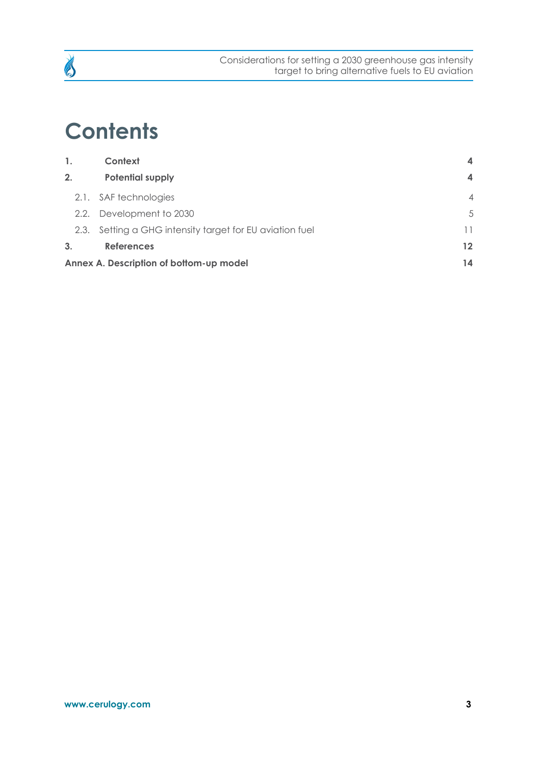# Contents

| | | |
|---|---|---|
| **1.** | **Context** | **4** |
| **2.** | **Potential supply** | **4** |
| 2.1. | SAF technologies | 4 |
| 2.2. | Development to 2030 | 5 |
| 2.3. | Setting a GHG intensity target for EU aviation fuel | 11 |
| **3.** | **References** | **12** |
| **Annex A.** | **Description of bottom-up model** | **14** |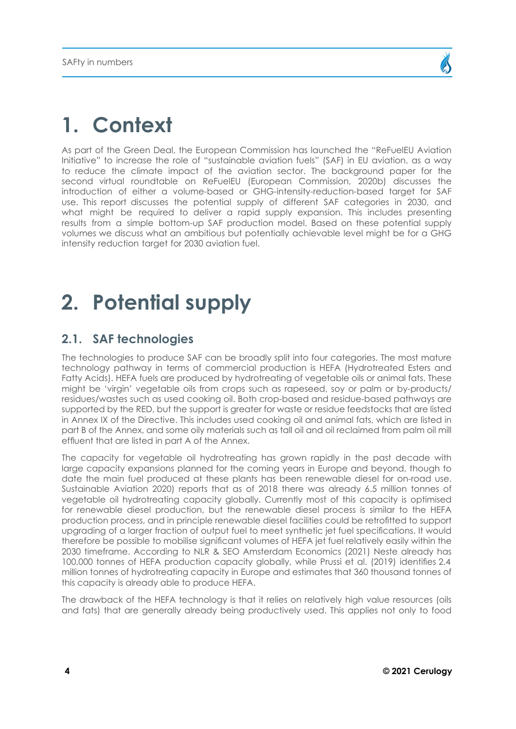# 1. Context

As part of the Green Deal, the European Commission has launched the "ReFuelEU Aviation Initiative" to increase the role of "sustainable aviation fuels" (SAF) in EU aviation, as a way to reduce the climate impact of the aviation sector. The background paper for the second virtual roundtable on ReFuelEU (European Commission, 2020b) discusses the introduction of either a volume-based or GHG-intensity-reduction-based target for SAF use. This report discusses the potential supply of different SAF categories in 2030, and what might be required to deliver a rapid supply expansion. This includes presenting results from a simple bottom-up SAF production model. Based on these potential supply volumes we discuss what an ambitious but potentially achievable level might be for a GHG intensity reduction target for 2030 aviation fuel.

# 2. Potential supply

## 2.1. SAF technologies

The technologies to produce SAF can be broadly split into four categories. The most mature technology pathway in terms of commercial production is HEFA (Hydrotreated Esters and Fatty Acids). HEFA fuels are produced by hydrotreating of vegetable oils or animal fats. These might be 'virgin' vegetable oils from crops such as rapeseed, soy or palm or by-products/ residues/wastes such as used cooking oil. Both crop-based and residue-based pathways are supported by the RED, but the support is greater for waste or residue feedstocks that are listed in Annex IX of the Directive. This includes used cooking oil and animal fats, which are listed in part B of the Annex, and some oily materials such as tall oil and oil reclaimed from palm oil mill effluent that are listed in part A of the Annex.

The capacity for vegetable oil hydrotreating has grown rapidly in the past decade with large capacity expansions planned for the coming years in Europe and beyond, though to date the main fuel produced at these plants has been renewable diesel for on-road use. Sustainable Aviation 2020) reports that as of 2018 there was already 6.5 million tonnes of vegetable oil hydrotreating capacity globally. Currently most of this capacity is optimised for renewable diesel production, but the renewable diesel process is similar to the HEFA production process, and in principle renewable diesel facilities could be retrofitted to support upgrading of a larger fraction of output fuel to meet synthetic jet fuel specifications. It would therefore be possible to mobilise significant volumes of HEFA jet fuel relatively easily within the 2030 timeframe. According to NLR & SEO Amsterdam Economics (2021) Neste already has 100,000 tonnes of HEFA production capacity globally, while Prussi et al. (2019) identifies 2.4 million tonnes of hydrotreating capacity in Europe and estimates that 360 thousand tonnes of this capacity is already able to produce HEFA.

The drawback of the HEFA technology is that it relies on relatively high value resources (oils and fats) that are generally already being productively used. This applies not only to food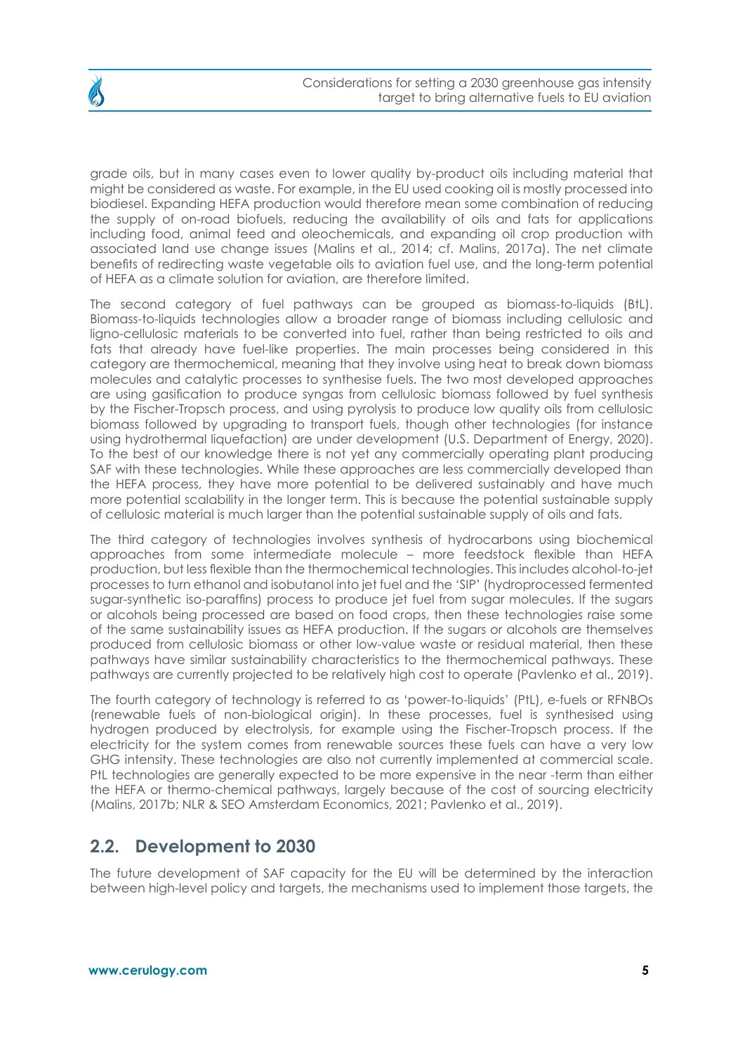grade oils, but in many cases even to lower quality by-product oils including material that might be considered as waste. For example, in the EU used cooking oil is mostly processed into biodiesel. Expanding HEFA production would therefore mean some combination of reducing the supply of on-road biofuels, reducing the availability of oils and fats for applications including food, animal feed and oleochemicals, and expanding oil crop production with associated land use change issues (Malins et al., 2014; cf. Malins, 2017a). The net climate benefits of redirecting waste vegetable oils to aviation fuel use, and the long-term potential of HEFA as a climate solution for aviation, are therefore limited.

The second category of fuel pathways can be grouped as biomass-to-liquids (BtL). Biomass-to-liquids technologies allow a broader range of biomass including cellulosic and ligno-cellulosic materials to be converted into fuel, rather than being restricted to oils and fats that already have fuel-like properties. The main processes being considered in this category are thermochemical, meaning that they involve using heat to break down biomass molecules and catalytic processes to synthesise fuels. The two most developed approaches are using gasification to produce syngas from cellulosic biomass followed by fuel synthesis by the Fischer-Tropsch process, and using pyrolysis to produce low quality oils from cellulosic biomass followed by upgrading to transport fuels, though other technologies (for instance using hydrothermal liquefaction) are under development (U.S. Department of Energy, 2020). To the best of our knowledge there is not yet any commercially operating plant producing SAF with these technologies. While these approaches are less commercially developed than the HEFA process, they have more potential to be delivered sustainably and have much more potential scalability in the longer term. This is because the potential sustainable supply of cellulosic material is much larger than the potential sustainable supply of oils and fats.

The third category of technologies involves synthesis of hydrocarbons using biochemical approaches from some intermediate molecule – more feedstock flexible than HEFA production, but less flexible than the thermochemical technologies. This includes alcohol-to-jet processes to turn ethanol and isobutanol into jet fuel and the 'SIP' (hydroprocessed fermented sugar-synthetic iso-paraffins) process to produce jet fuel from sugar molecules. If the sugars or alcohols being processed are based on food crops, then these technologies raise some of the same sustainability issues as HEFA production. If the sugars or alcohols are themselves produced from cellulosic biomass or other low-value waste or residual material, then these pathways have similar sustainability characteristics to the thermochemical pathways. These pathways are currently projected to be relatively high cost to operate (Pavlenko et al., 2019).

The fourth category of technology is referred to as 'power-to-liquids' (PtL), e-fuels or RFNBOs (renewable fuels of non-biological origin). In these processes, fuel is synthesised using hydrogen produced by electrolysis, for example using the Fischer-Tropsch process. If the electricity for the system comes from renewable sources these fuels can have a very low GHG intensity. These technologies are also not currently implemented at commercial scale. PtL technologies are generally expected to be more expensive in the near -term than either the HEFA or thermo-chemical pathways, largely because of the cost of sourcing electricity (Malins, 2017b; NLR & SEO Amsterdam Economics, 2021; Pavlenko et al., 2019).

## 2.2. Development to 2030

The future development of SAF capacity for the EU will be determined by the interaction between high-level policy and targets, the mechanisms used to implement those targets, the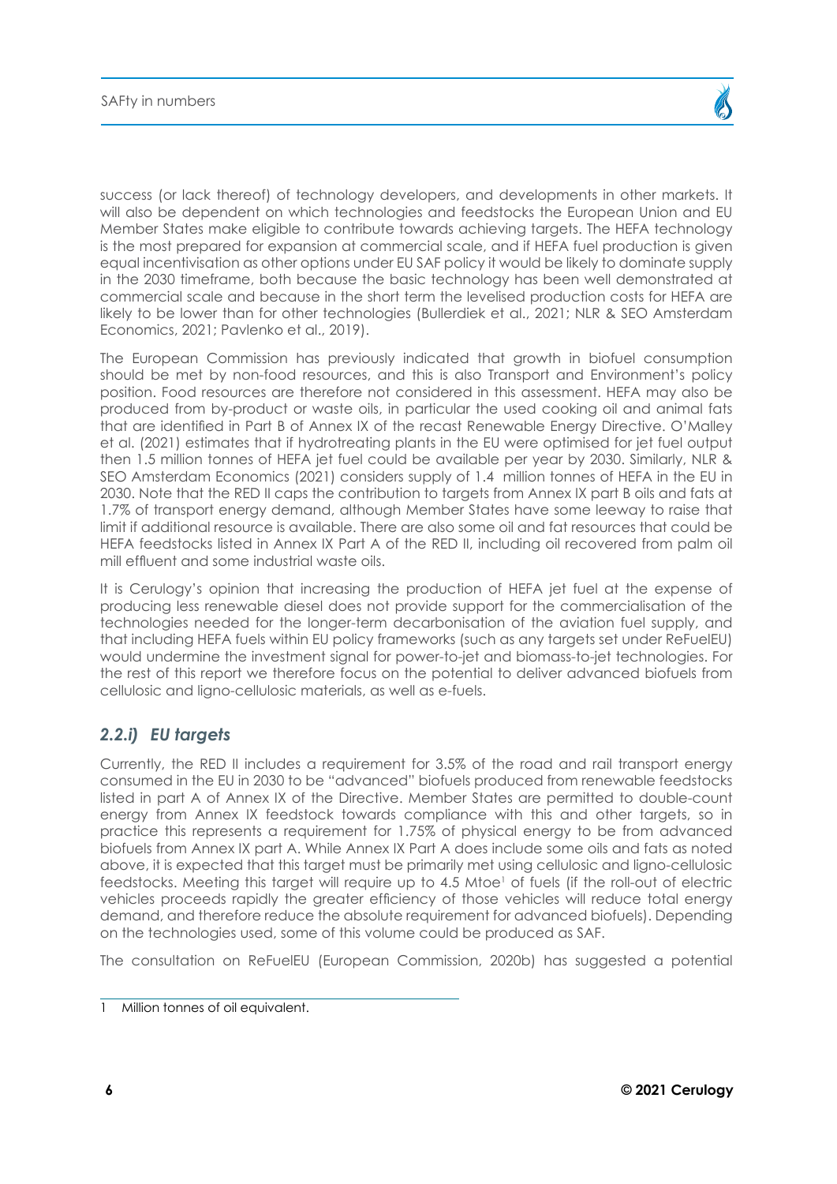success (or lack thereof) of technology developers, and developments in other markets. It will also be dependent on which technologies and feedstocks the European Union and EU Member States make eligible to contribute towards achieving targets. The HEFA technology is the most prepared for expansion at commercial scale, and if HEFA fuel production is given equal incentivisation as other options under EU SAF policy it would be likely to dominate supply in the 2030 timeframe, both because the basic technology has been well demonstrated at commercial scale and because in the short term the levelised production costs for HEFA are likely to be lower than for other technologies (Bullerdiek et al., 2021; NLR & SEO Amsterdam Economics, 2021; Pavlenko et al., 2019).

The European Commission has previously indicated that growth in biofuel consumption should be met by non-food resources, and this is also Transport and Environment's policy position. Food resources are therefore not considered in this assessment. HEFA may also be produced from by-product or waste oils, in particular the used cooking oil and animal fats that are identified in Part B of Annex IX of the recast Renewable Energy Directive. O'Malley et al. (2021) estimates that if hydrotreating plants in the EU were optimised for jet fuel output then 1.5 million tonnes of HEFA jet fuel could be available per year by 2030. Similarly, NLR & SEO Amsterdam Economics (2021) considers supply of 1.4 million tonnes of HEFA in the EU in 2030. Note that the RED II caps the contribution to targets from Annex IX part B oils and fats at 1.7% of transport energy demand, although Member States have some leeway to raise that limit if additional resource is available. There are also some oil and fat resources that could be HEFA feedstocks listed in Annex IX Part A of the RED II, including oil recovered from palm oil mill effluent and some industrial waste oils.

It is Cerulogy's opinion that increasing the production of HEFA jet fuel at the expense of producing less renewable diesel does not provide support for the commercialisation of the technologies needed for the longer-term decarbonisation of the aviation fuel supply, and that including HEFA fuels within EU policy frameworks (such as any targets set under ReFuelEU) would undermine the investment signal for power-to-jet and biomass-to-jet technologies. For the rest of this report we therefore focus on the potential to deliver advanced biofuels from cellulosic and ligno-cellulosic materials, as well as e-fuels.

### *2.2.i) EU targets*

Currently, the RED II includes a requirement for 3.5% of the road and rail transport energy consumed in the EU in 2030 to be "advanced" biofuels produced from renewable feedstocks listed in part A of Annex IX of the Directive. Member States are permitted to double-count energy from Annex IX feedstock towards compliance with this and other targets, so in practice this represents a requirement for 1.75% of physical energy to be from advanced biofuels from Annex IX part A. While Annex IX Part A does include some oils and fats as noted above, it is expected that this target must be primarily met using cellulosic and ligno-cellulosic feedstocks. Meeting this target will require up to 4.5 Mtoe[1] of fuels (if the roll-out of electric vehicles proceeds rapidly the greater efficiency of those vehicles will reduce total energy demand, and therefore reduce the absolute requirement for advanced biofuels). Depending on the technologies used, some of this volume could be produced as SAF.

The consultation on ReFuelEU (European Commission, 2020b) has suggested a potential

[1] Million tonnes of oil equivalent.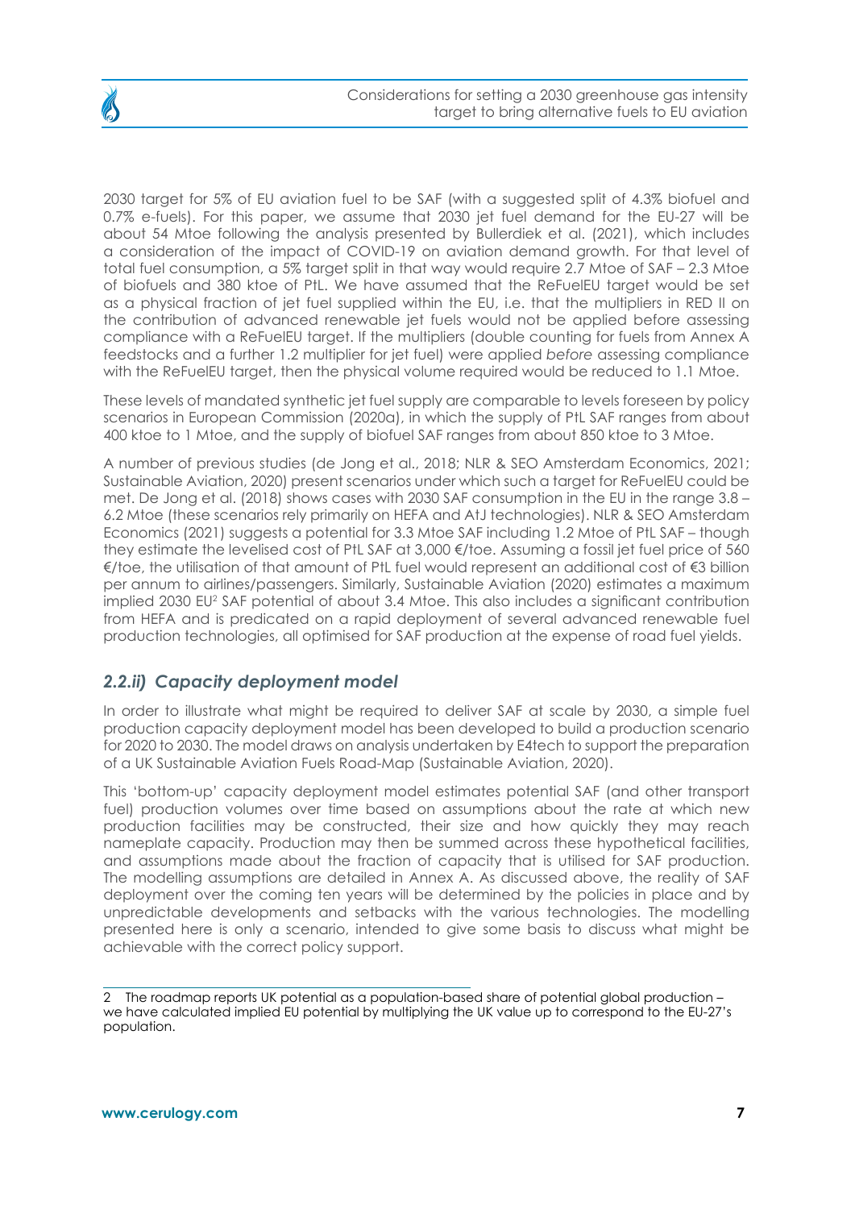2030 target for 5% of EU aviation fuel to be SAF (with a suggested split of 4.3% biofuel and 0.7% e-fuels). For this paper, we assume that 2030 jet fuel demand for the EU-27 will be about 54 Mtoe following the analysis presented by Bullerdiek et al. (2021), which includes a consideration of the impact of COVID-19 on aviation demand growth. For that level of total fuel consumption, a 5% target split in that way would require 2.7 Mtoe of SAF – 2.3 Mtoe of biofuels and 380 ktoe of PtL. We have assumed that the ReFuelEU target would be set as a physical fraction of jet fuel supplied within the EU, i.e. that the multipliers in RED II on the contribution of advanced renewable jet fuels would not be applied before assessing compliance with a ReFuelEU target. If the multipliers (double counting for fuels from Annex A feedstocks and a further 1.2 multiplier for jet fuel) were applied *before* assessing compliance with the ReFuelEU target, then the physical volume required would be reduced to 1.1 Mtoe.

These levels of mandated synthetic jet fuel supply are comparable to levels foreseen by policy scenarios in European Commission (2020a), in which the supply of PtL SAF ranges from about 400 ktoe to 1 Mtoe, and the supply of biofuel SAF ranges from about 850 ktoe to 3 Mtoe.

A number of previous studies (de Jong et al., 2018; NLR & SEO Amsterdam Economics, 2021; Sustainable Aviation, 2020) present scenarios under which such a target for ReFuelEU could be met. De Jong et al. (2018) shows cases with 2030 SAF consumption in the EU in the range 3.8 – 6.2 Mtoe (these scenarios rely primarily on HEFA and AtJ technologies). NLR & SEO Amsterdam Economics (2021) suggests a potential for 3.3 Mtoe SAF including 1.2 Mtoe of PtL SAF – though they estimate the levelised cost of PtL SAF at 3,000 €/toe. Assuming a fossil jet fuel price of 560 €/toe, the utilisation of that amount of PtL fuel would represent an additional cost of €3 billion per annum to airlines/passengers. Similarly, Sustainable Aviation (2020) estimates a maximum implied 2030 EU[2] SAF potential of about 3.4 Mtoe. This also includes a significant contribution from HEFA and is predicated on a rapid deployment of several advanced renewable fuel production technologies, all optimised for SAF production at the expense of road fuel yields.

### *2.2.ii) Capacity deployment model*

In order to illustrate what might be required to deliver SAF at scale by 2030, a simple fuel production capacity deployment model has been developed to build a production scenario for 2020 to 2030. The model draws on analysis undertaken by E4tech to support the preparation of a UK Sustainable Aviation Fuels Road-Map (Sustainable Aviation, 2020).

This 'bottom-up' capacity deployment model estimates potential SAF (and other transport fuel) production volumes over time based on assumptions about the rate at which new production facilities may be constructed, their size and how quickly they may reach nameplate capacity. Production may then be summed across these hypothetical facilities, and assumptions made about the fraction of capacity that is utilised for SAF production. The modelling assumptions are detailed in Annex A. As discussed above, the reality of SAF deployment over the coming ten years will be determined by the policies in place and by unpredictable developments and setbacks with the various technologies. The modelling presented here is only a scenario, intended to give some basis to discuss what might be achievable with the correct policy support.

---

2 The roadmap reports UK potential as a population-based share of potential global production – we have calculated implied EU potential by multiplying the UK value up to correspond to the EU-27's population.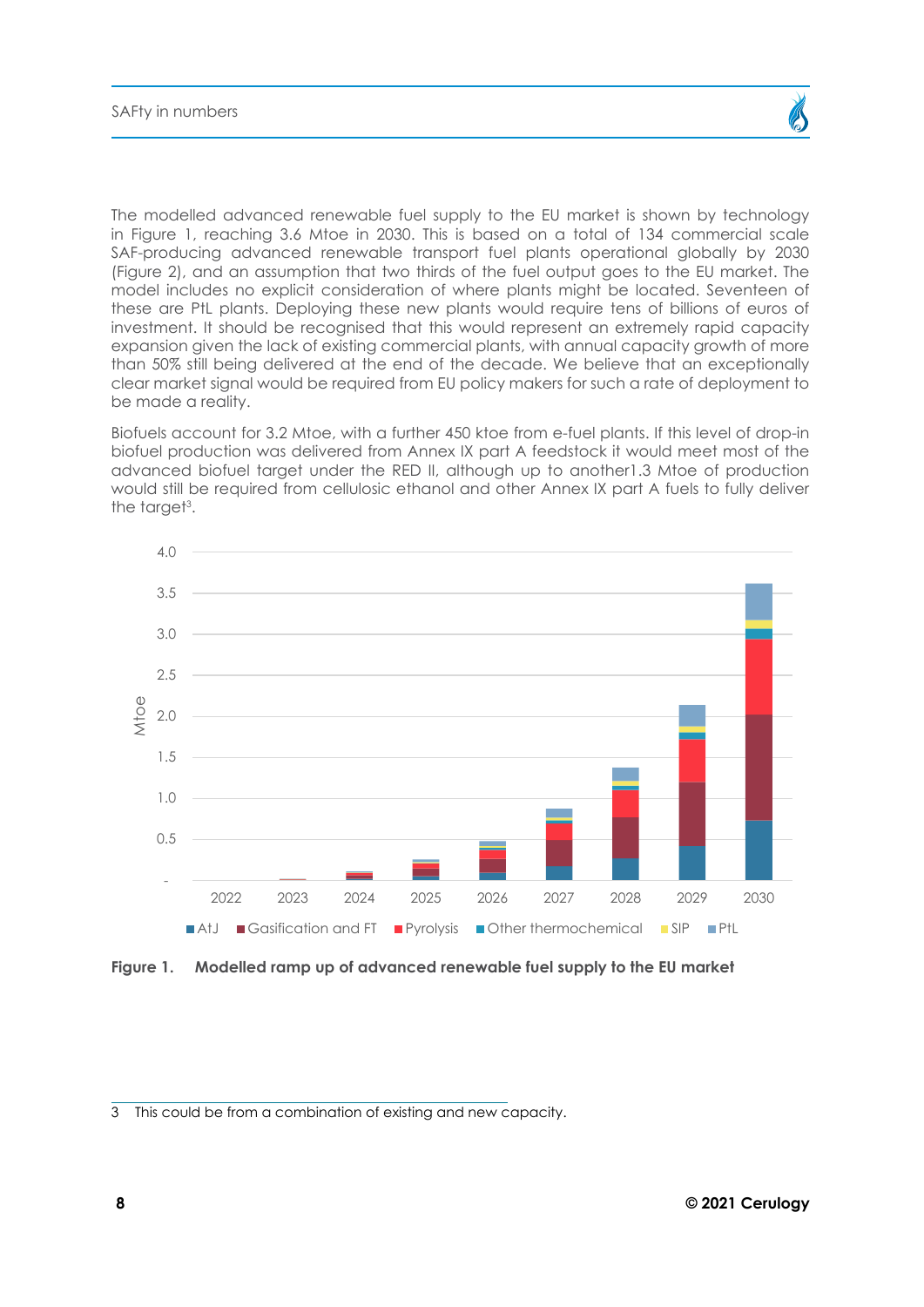The modelled advanced renewable fuel supply to the EU market is shown by technology in Figure 1, reaching 3.6 Mtoe in 2030. This is based on a total of 134 commercial scale SAF-producing advanced renewable transport fuel plants operational globally by 2030 (Figure 2), and an assumption that two thirds of the fuel output goes to the EU market. The model includes no explicit consideration of where plants might be located. Seventeen of these are PtL plants. Deploying these new plants would require tens of billions of euros of investment. It should be recognised that this would represent an extremely rapid capacity expansion given the lack of existing commercial plants, with annual capacity growth of more than 50% still being delivered at the end of the decade. We believe that an exceptionally clear market signal would be required from EU policy makers for such a rate of deployment to be made a reality.

Biofuels account for 3.2 Mtoe, with a further 450 ktoe from e-fuel plants. If this level of drop-in biofuel production was delivered from Annex IX part A feedstock it would meet most of the advanced biofuel target under the RED II, although up to another1.3 Mtoe of production would still be required from cellulosic ethanol and other Annex IX part A fuels to fully deliver the target[3].

**Figure 1. Modelled ramp up of advanced renewable fuel supply to the EU market**

3 This could be from a combination of existing and new capacity.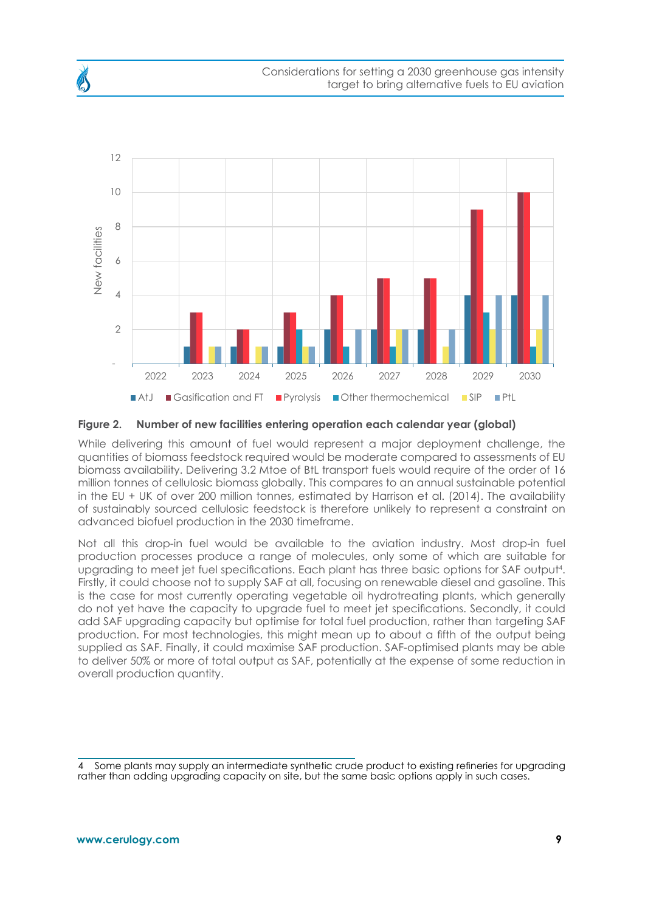**Figure 2. Number of new facilities entering operation each calendar year (global)**

While delivering this amount of fuel would represent a major deployment challenge, the quantities of biomass feedstock required would be moderate compared to assessments of EU biomass availability. Delivering 3.2 Mtoe of BtL transport fuels would require of the order of 16 million tonnes of cellulosic biomass globally. This compares to an annual sustainable potential in the EU + UK of over 200 million tonnes, estimated by Harrison et al. (2014). The availability of sustainably sourced cellulosic feedstock is therefore unlikely to represent a constraint on advanced biofuel production in the 2030 timeframe.

Not all this drop-in fuel would be available to the aviation industry. Most drop-in fuel production processes produce a range of molecules, only some of which are suitable for upgrading to meet jet fuel specifications. Each plant has three basic options for SAF output[4]. Firstly, it could choose not to supply SAF at all, focusing on renewable diesel and gasoline. This is the case for most currently operating vegetable oil hydrotreating plants, which generally do not yet have the capacity to upgrade fuel to meet jet specifications. Secondly, it could add SAF upgrading capacity but optimise for total fuel production, rather than targeting SAF production. For most technologies, this might mean up to about a fifth of the output being supplied as SAF. Finally, it could maximise SAF production. SAF-optimised plants may be able to deliver 50% or more of total output as SAF, potentially at the expense of some reduction in overall production quantity.

---

4 Some plants may supply an intermediate synthetic crude product to existing refineries for upgrading rather than adding upgrading capacity on site, but the same basic options apply in such cases.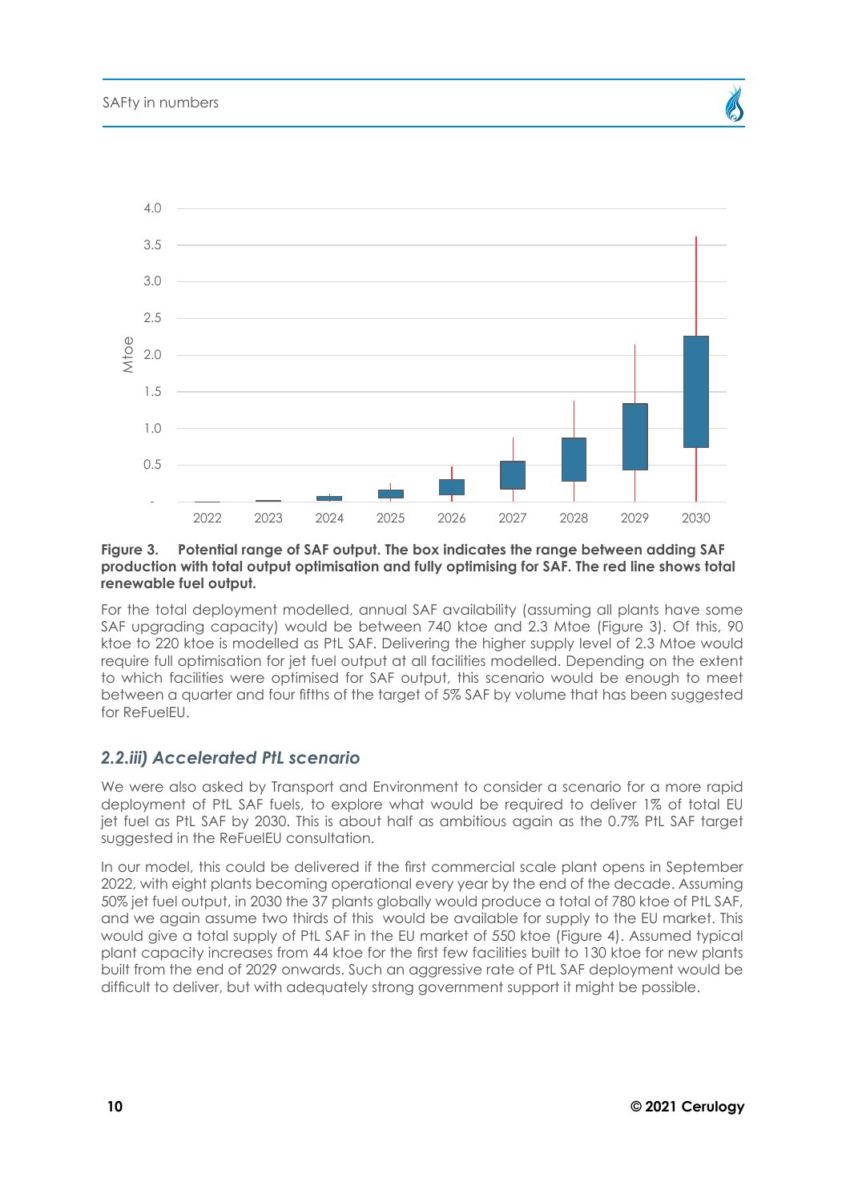**Figure 3. Potential range of SAF output. The box indicates the range between adding SAF production with total output optimisation and fully optimising for SAF. The red line shows total renewable fuel output.**

For the total deployment modelled, annual SAF availability (assuming all plants have some SAF upgrading capacity) would be between 740 ktoe and 2.3 Mtoe (Figure 3). Of this, 90 ktoe to 220 ktoe is modelled as PtL SAF. Delivering the higher supply level of 2.3 Mtoe would require full optimisation for jet fuel output at all facilities modelled. Depending on the extent to which facilities were optimised for SAF output, this scenario would be enough to meet between a quarter and four fifths of the target of 5% SAF by volume that has been suggested for ReFuelEU.

### *2.2.iii) Accelerated PtL scenario*

We were also asked by Transport and Environment to consider a scenario for a more rapid deployment of PtL SAF fuels, to explore what would be required to deliver 1% of total EU jet fuel as PtL SAF by 2030. This is about half as ambitious again as the 0.7% PtL SAF target suggested in the ReFuelEU consultation.

In our model, this could be delivered if the first commercial scale plant opens in September 2022, with eight plants becoming operational every year by the end of the decade. Assuming 50% jet fuel output, in 2030 the 37 plants globally would produce a total of 780 ktoe of PtL SAF, and we again assume two thirds of this would be available for supply to the EU market. This would give a total supply of PtL SAF in the EU market of 550 ktoe (Figure 4). Assumed typical plant capacity increases from 44 ktoe for the first few facilities built to 130 ktoe for new plants built from the end of 2029 onwards. Such an aggressive rate of PtL SAF deployment would be difficult to deliver, but with adequately strong government support it might be possible.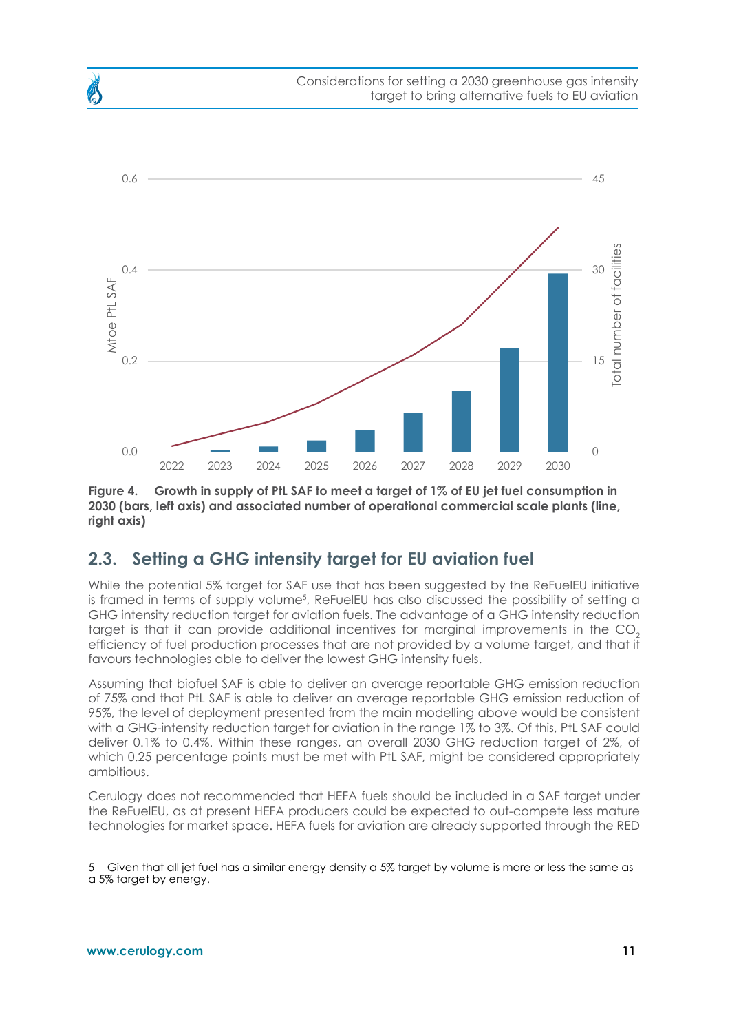Figure 4. Growth in supply of PtL SAF to meet a target of 1% of EU jet fuel consumption in 2030 (bars, left axis) and associated number of operational commercial scale plants (line, right axis)

## 2.3. Setting a GHG intensity target for EU aviation fuel

While the potential 5% target for SAF use that has been suggested by the ReFuelEU initiative is framed in terms of supply volume[5], ReFuelEU has also discussed the possibility of setting a GHG intensity reduction target for aviation fuels. The advantage of a GHG intensity reduction target is that it can provide additional incentives for marginal improvements in the $CO_2$ efficiency of fuel production processes that are not provided by a volume target, and that it favours technologies able to deliver the lowest GHG intensity fuels.

Assuming that biofuel SAF is able to deliver an average reportable GHG emission reduction of 75% and that PtL SAF is able to deliver an average reportable GHG emission reduction of 95%, the level of deployment presented from the main modelling above would be consistent with a GHG-intensity reduction target for aviation in the range 1% to 3%. Of this, PtL SAF could deliver 0.1% to 0.4%. Within these ranges, an overall 2030 GHG reduction target of 2%, of which 0.25 percentage points must be met with PtL SAF, might be considered appropriately ambitious.

Cerulogy does not recommended that HEFA fuels should be included in a SAF target under the ReFuelEU, as at present HEFA producers could be expected to out-compete less mature technologies for market space. HEFA fuels for aviation are already supported through the RED

---

5 Given that all jet fuel has a similar energy density a 5% target by volume is more or less the same as a 5% target by energy.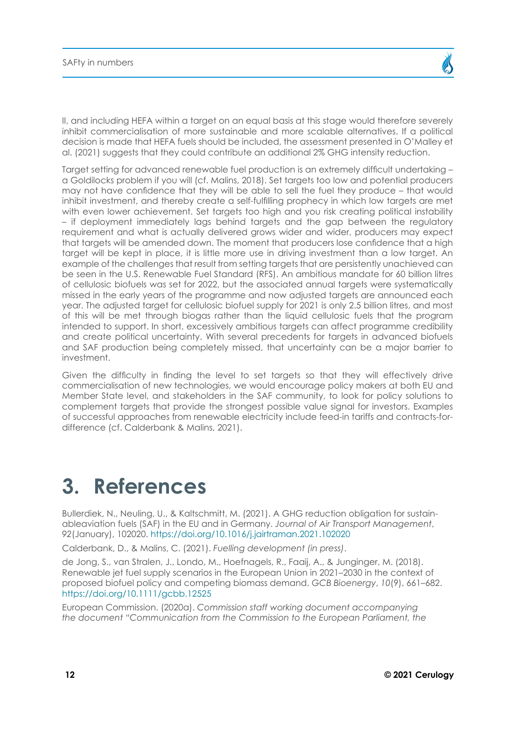II, and including HEFA within a target on an equal basis at this stage would therefore severely inhibit commercialisation of more sustainable and more scalable alternatives. If a political decision is made that HEFA fuels should be included, the assessment presented in O'Malley et al. (2021) suggests that they could contribute an additional 2% GHG intensity reduction.

Target setting for advanced renewable fuel production is an extremely difficult undertaking – a Goldilocks problem if you will (cf. Malins, 2018). Set targets too low and potential producers may not have confidence that they will be able to sell the fuel they produce – that would inhibit investment, and thereby create a self-fulfilling prophecy in which low targets are met with even lower achievement. Set targets too high and you risk creating political instability – if deployment immediately lags behind targets and the gap between the regulatory requirement and what is actually delivered grows wider and wider, producers may expect that targets will be amended down. The moment that producers lose confidence that a high target will be kept in place, it is little more use in driving investment than a low target. An example of the challenges that result from setting targets that are persistently unachieved can be seen in the U.S. Renewable Fuel Standard (RFS). An ambitious mandate for 60 billion litres of cellulosic biofuels was set for 2022, but the associated annual targets were systematically missed in the early years of the programme and now adjusted targets are announced each year. The adjusted target for cellulosic biofuel supply for 2021 is only 2.5 billion litres, and most of this will be met through biogas rather than the liquid cellulosic fuels that the program intended to support. In short, excessively ambitious targets can affect programme credibility and create political uncertainty. With several precedents for targets in advanced biofuels and SAF production being completely missed, that uncertainty can be a major barrier to investment.

Given the difficulty in finding the level to set targets so that they will effectively drive commercialisation of new technologies, we would encourage policy makers at both EU and Member State level, and stakeholders in the SAF community, to look for policy solutions to complement targets that provide the strongest possible value signal for investors. Examples of successful approaches from renewable electricity include feed-in tariffs and contracts-for-difference (cf. Calderbank & Malins, 2021).

# 3. References

Bullerdiek, N., Neuling, U., & Kaltschmitt, M. (2021). A GHG reduction obligation for sustainableaviation fuels (SAF) in the EU and in Germany. *Journal of Air Transport Management*, 92(January), 102020. https://doi.org/10.1016/j.jairtraman.2021.102020

Calderbank, D., & Malins, C. (2021). *Fuelling development (in press)*.

de Jong, S., van Stralen, J., Londo, M., Hoefnagels, R., Faaij, A., & Junginger, M. (2018). Renewable jet fuel supply scenarios in the European Union in 2021–2030 in the context of proposed biofuel policy and competing biomass demand. *GCB Bioenergy*, *10*(9), 661–682. https://doi.org/10.1111/gcbb.12525

European Commission. (2020a). *Commission staff working document accompanying the document "Communication from the Commission to the European Parliament, the*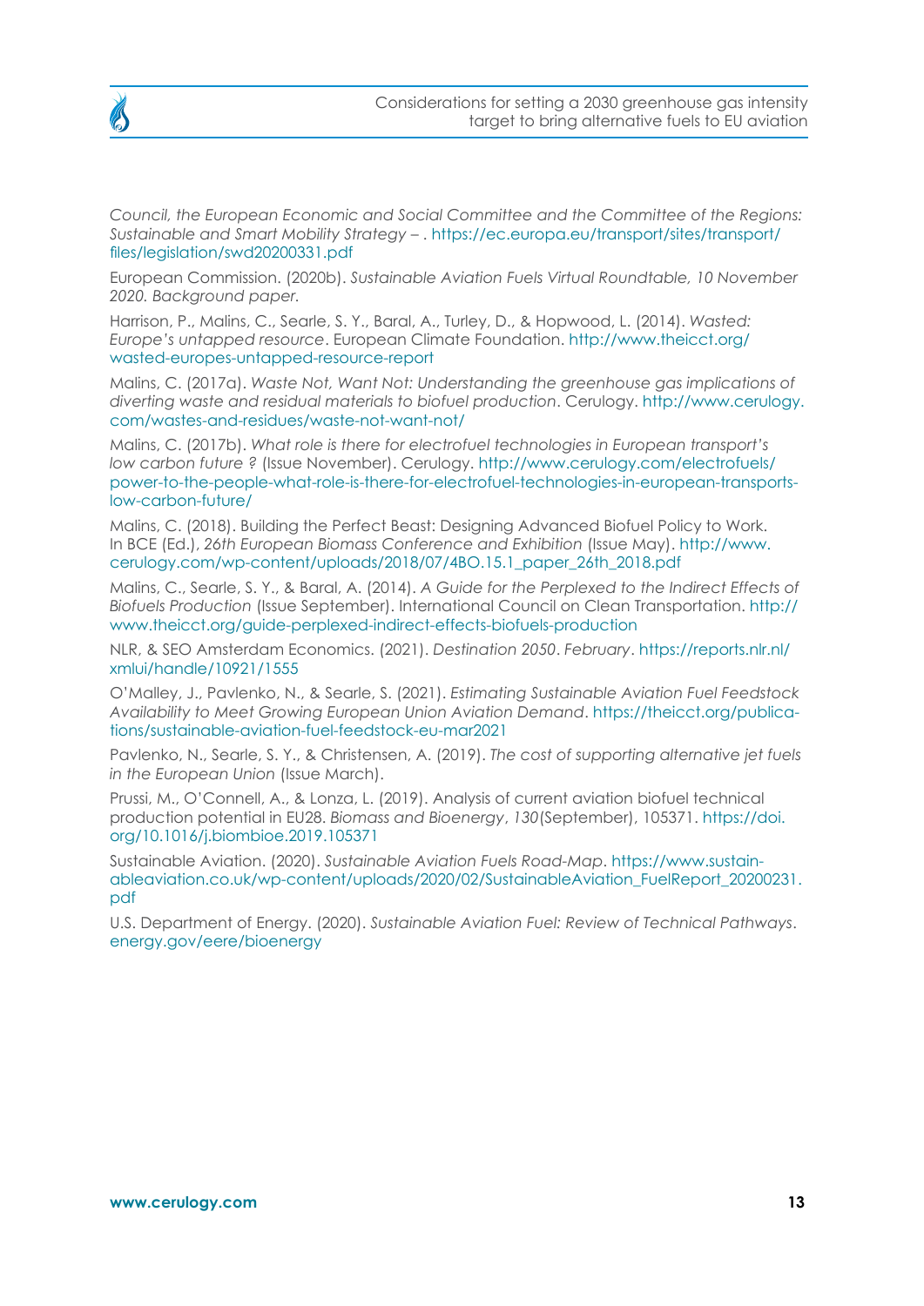*Council, the European Economic and Social Committee and the Committee of the Regions: Sustainable and Smart Mobility Strategy –* . https://ec.europa.eu/transport/sites/transport/files/legislation/swd20200331.pdf

European Commission. (2020b). *Sustainable Aviation Fuels Virtual Roundtable, 10 November 2020. Background paper.*

Harrison, P., Malins, C., Searle, S. Y., Baral, A., Turley, D., & Hopwood, L. (2014). *Wasted: Europe's untapped resource*. European Climate Foundation. http://www.theicct.org/wasted-europes-untapped-resource-report

Malins, C. (2017a). *Waste Not, Want Not: Understanding the greenhouse gas implications of diverting waste and residual materials to biofuel production*. Cerulogy. http://www.cerulogy.com/wastes-and-residues/waste-not-want-not/

Malins, C. (2017b). *What role is there for electrofuel technologies in European transport's low carbon future ?* (Issue November). Cerulogy. http://www.cerulogy.com/electrofuels/power-to-the-people-what-role-is-there-for-electrofuel-technologies-in-european-transports-low-carbon-future/

Malins, C. (2018). Building the Perfect Beast: Designing Advanced Biofuel Policy to Work. In BCE (Ed.), *26th European Biomass Conference and Exhibition* (Issue May). http://www.cerulogy.com/wp-content/uploads/2018/07/4BO.15.1_paper_26th_2018.pdf

Malins, C., Searle, S. Y., & Baral, A. (2014). *A Guide for the Perplexed to the Indirect Effects of Biofuels Production* (Issue September). International Council on Clean Transportation. http://www.theicct.org/guide-perplexed-indirect-effects-biofuels-production

NLR, & SEO Amsterdam Economics. (2021). *Destination 2050*. *February*. https://reports.nlr.nl/xmlui/handle/10921/1555

O'Malley, J., Pavlenko, N., & Searle, S. (2021). *Estimating Sustainable Aviation Fuel Feedstock Availability to Meet Growing European Union Aviation Demand*. https://theicct.org/publications/sustainable-aviation-fuel-feedstock-eu-mar2021

Pavlenko, N., Searle, S. Y., & Christensen, A. (2019). *The cost of supporting alternative jet fuels in the European Union* (Issue March).

Prussi, M., O'Connell, A., & Lonza, L. (2019). Analysis of current aviation biofuel technical production potential in EU28. *Biomass and Bioenergy*, *130*(September), 105371. https://doi.org/10.1016/j.biombioe.2019.105371

Sustainable Aviation. (2020). *Sustainable Aviation Fuels Road-Map*. https://www.sustainableaviation.co.uk/wp-content/uploads/2020/02/SustainableAviation_FuelReport_20200231.pdf

U.S. Department of Energy. (2020). *Sustainable Aviation Fuel: Review of Technical Pathways*. energy.gov/eere/bioenergy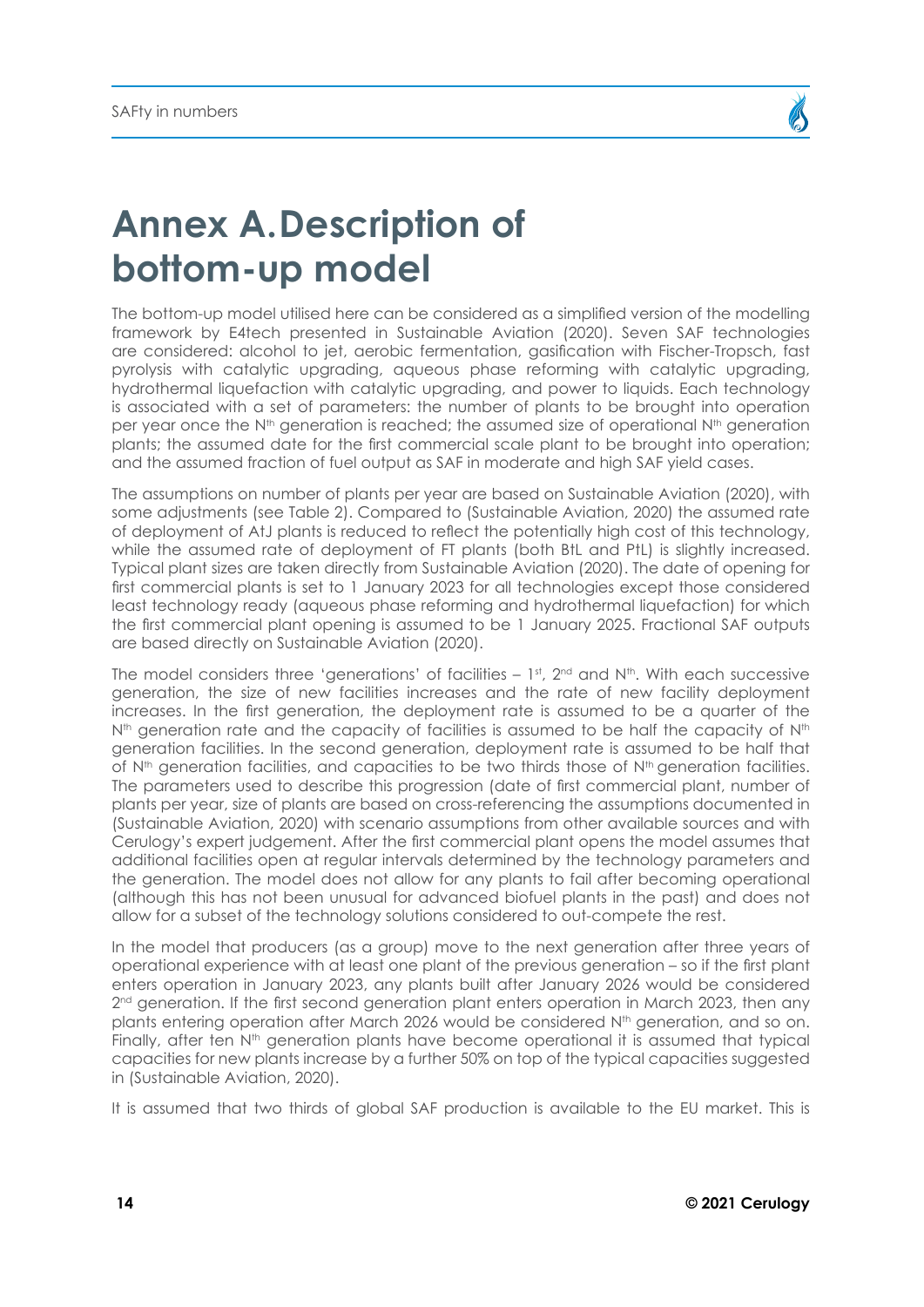# Annex A. Description of bottom-up model

The bottom-up model utilised here can be considered as a simplified version of the modelling framework by E4tech presented in Sustainable Aviation (2020). Seven SAF technologies are considered: alcohol to jet, aerobic fermentation, gasification with Fischer-Tropsch, fast pyrolysis with catalytic upgrading, aqueous phase reforming with catalytic upgrading, hydrothermal liquefaction with catalytic upgrading, and power to liquids. Each technology is associated with a set of parameters: the number of plants to be brought into operation per year once the N$^{th}$ generation is reached; the assumed size of operational N$^{th}$ generation plants; the assumed date for the first commercial scale plant to be brought into operation; and the assumed fraction of fuel output as SAF in moderate and high SAF yield cases.

The assumptions on number of plants per year are based on Sustainable Aviation (2020), with some adjustments (see Table 2). Compared to (Sustainable Aviation, 2020) the assumed rate of deployment of AtJ plants is reduced to reflect the potentially high cost of this technology, while the assumed rate of deployment of FT plants (both BtL and PtL) is slightly increased. Typical plant sizes are taken directly from Sustainable Aviation (2020). The date of opening for first commercial plants is set to 1 January 2023 for all technologies except those considered least technology ready (aqueous phase reforming and hydrothermal liquefaction) for which the first commercial plant opening is assumed to be 1 January 2025. Fractional SAF outputs are based directly on Sustainable Aviation (2020).

The model considers three 'generations' of facilities – 1$^{st}$, 2$^{nd}$ and N$^{th}$. With each successive generation, the size of new facilities increases and the rate of new facility deployment increases. In the first generation, the deployment rate is assumed to be a quarter of the N$^{th}$ generation rate and the capacity of facilities is assumed to be half the capacity of N$^{th}$ generation facilities. In the second generation, deployment rate is assumed to be half that of N$^{th}$ generation facilities, and capacities to be two thirds those of N$^{th}$ generation facilities. The parameters used to describe this progression (date of first commercial plant, number of plants per year, size of plants are based on cross-referencing the assumptions documented in (Sustainable Aviation, 2020) with scenario assumptions from other available sources and with Cerulogy's expert judgement. After the first commercial plant opens the model assumes that additional facilities open at regular intervals determined by the technology parameters and the generation. The model does not allow for any plants to fail after becoming operational (although this has not been unusual for advanced biofuel plants in the past) and does not allow for a subset of the technology solutions considered to out-compete the rest.

In the model that producers (as a group) move to the next generation after three years of operational experience with at least one plant of the previous generation – so if the first plant enters operation in January 2023, any plants built after January 2026 would be considered 2$^{nd}$ generation. If the first second generation plant enters operation in March 2023, then any plants entering operation after March 2026 would be considered N$^{th}$ generation, and so on. Finally, after ten N$^{th}$ generation plants have become operational it is assumed that typical capacities for new plants increase by a further 50% on top of the typical capacities suggested in (Sustainable Aviation, 2020).

It is assumed that two thirds of global SAF production is available to the EU market. This is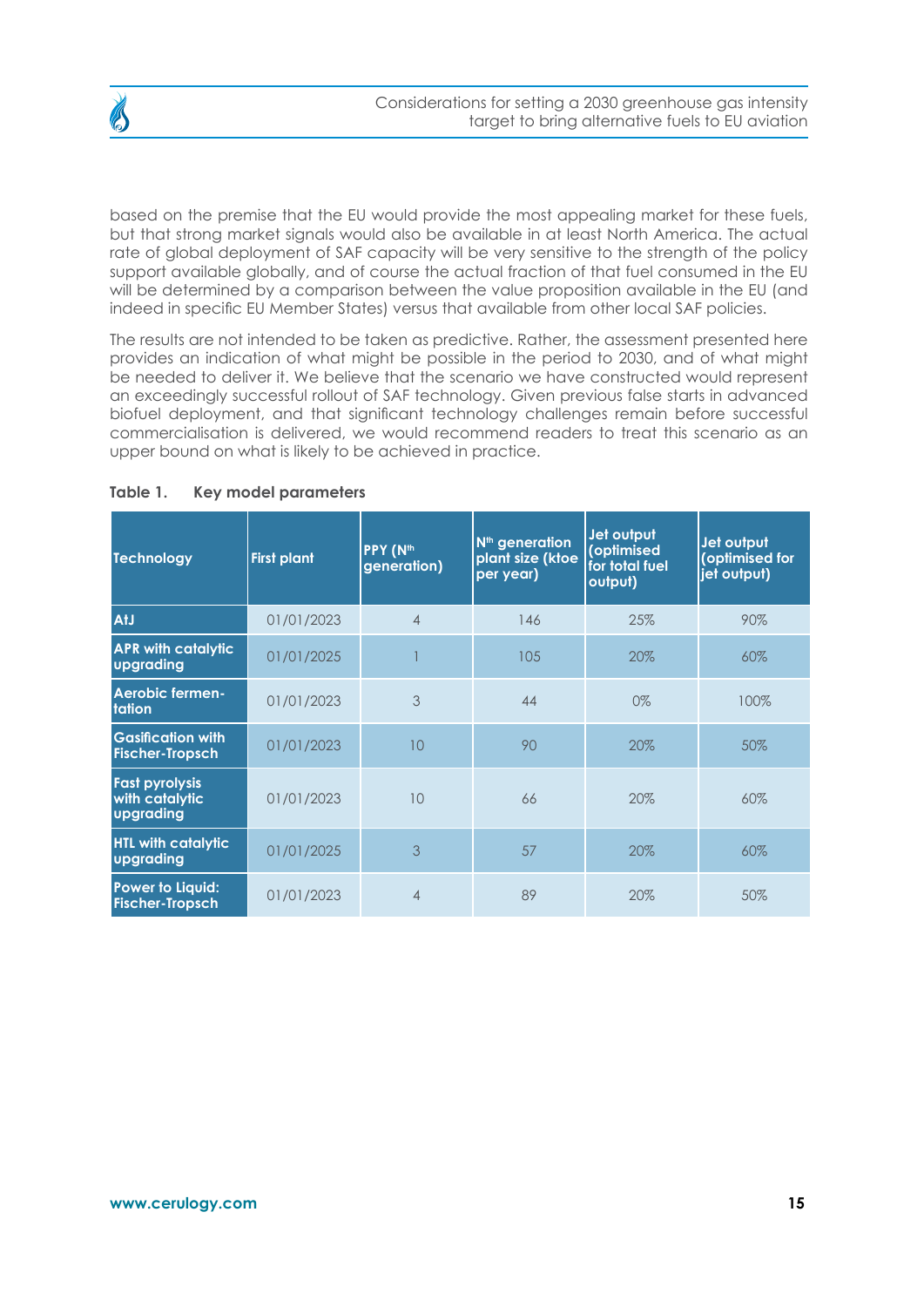based on the premise that the EU would provide the most appealing market for these fuels, but that strong market signals would also be available in at least North America. The actual rate of global deployment of SAF capacity will be very sensitive to the strength of the policy support available globally, and of course the actual fraction of that fuel consumed in the EU will be determined by a comparison between the value proposition available in the EU (and indeed in specific EU Member States) versus that available from other local SAF policies.

The results are not intended to be taken as predictive. Rather, the assessment presented here provides an indication of what might be possible in the period to 2030, and of what might be needed to deliver it. We believe that the scenario we have constructed would represent an exceedingly successful rollout of SAF technology. Given previous false starts in advanced biofuel deployment, and that significant technology challenges remain before successful commercialisation is delivered, we would recommend readers to treat this scenario as an upper bound on what is likely to be achieved in practice.

**Table 1. Key model parameters**

| Technology | First plant | PPY ($N^{th}$ generation) | $N^{th}$ generation plant size (ktoe per year) | Jet output (optimised for total fuel output) | Jet output (optimised for jet output) |
|---|---|---|---|---|---|
| AtJ | 01/01/2023 | 4 | 146 | 25% | 90% |
| APR with catalytic upgrading | 01/01/2025 | 1 | 105 | 20% | 60% |
| Aerobic fermentation | 01/01/2023 | 3 | 44 | 0% | 100% |
| Gasification with Fischer-Tropsch | 01/01/2023 | 10 | 90 | 20% | 50% |
| Fast pyrolysis with catalytic upgrading | 01/01/2023 | 10 | 66 | 20% | 60% |
| HTL with catalytic upgrading | 01/01/2025 | 3 | 57 | 20% | 60% |
| Power to Liquid: Fischer-Tropsch | 01/01/2023 | 4 | 89 | 20% | 50% |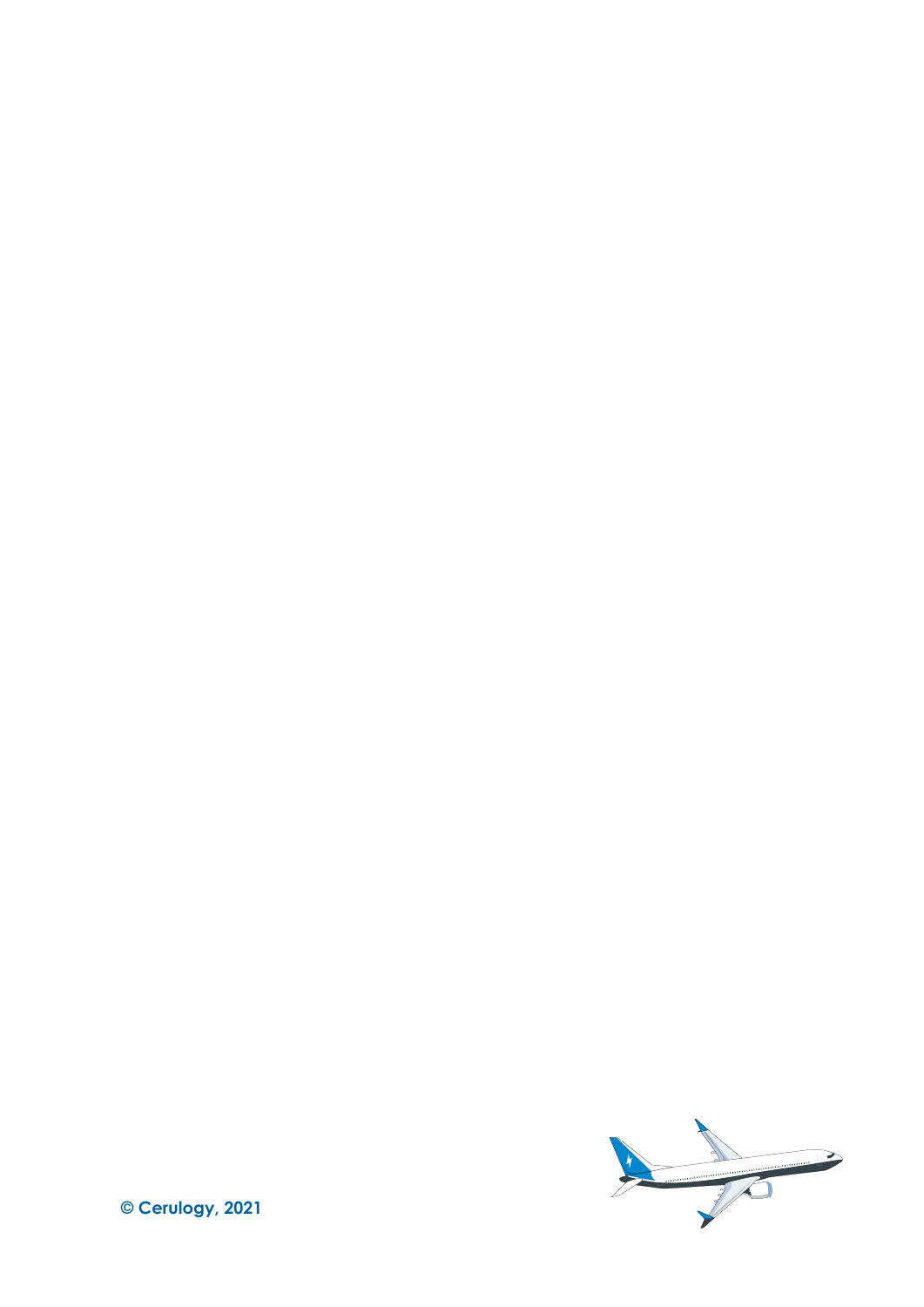© Cerulogy, 2021